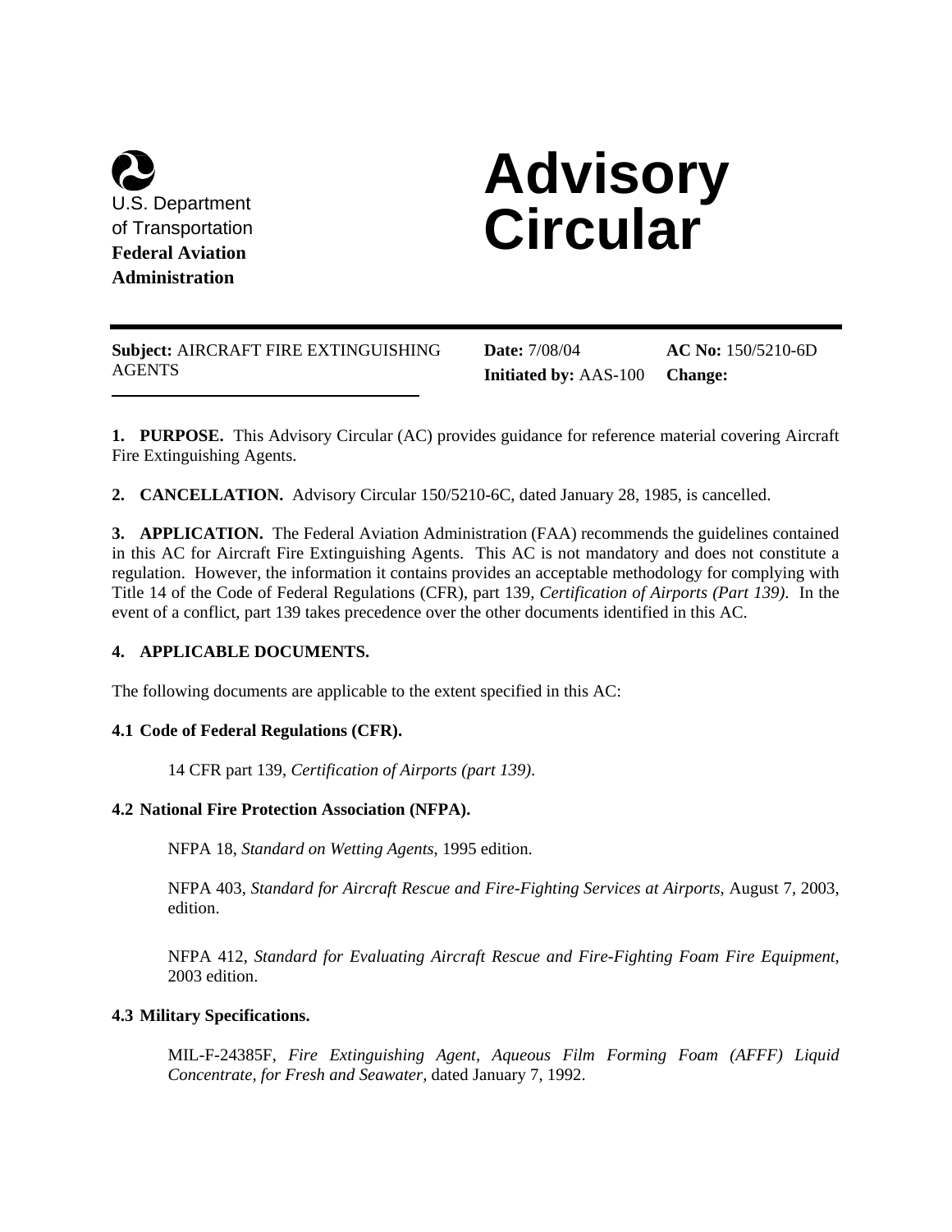U.S. Department of Transportation
**Federal Aviation Administration**

# Advisory Circular

**Subject:** AIRCRAFT FIRE EXTINGUISHING AGENTS

**Date:** 7/08/04

**Initiated by:** AAS-100

**AC No:** 150/5210-6D

**Change:**

**1. PURPOSE.** This Advisory Circular (AC) provides guidance for reference material covering Aircraft Fire Extinguishing Agents.

**2. CANCELLATION.** Advisory Circular 150/5210-6C, dated January 28, 1985, is cancelled.

**3. APPLICATION.** The Federal Aviation Administration (FAA) recommends the guidelines contained in this AC for Aircraft Fire Extinguishing Agents. This AC is not mandatory and does not constitute a regulation. However, the information it contains provides an acceptable methodology for complying with Title 14 of the Code of Federal Regulations (CFR), part 139, *Certification of Airports (Part 139)*. In the event of a conflict, part 139 takes precedence over the other documents identified in this AC.

**4. APPLICABLE DOCUMENTS.**

The following documents are applicable to the extent specified in this AC:

**4.1 Code of Federal Regulations (CFR).**

14 CFR part 139, *Certification of Airports (part 139)*.

**4.2 National Fire Protection Association (NFPA).**

NFPA 18, *Standard on Wetting Agents*, 1995 edition.

NFPA 403, *Standard for Aircraft Rescue and Fire-Fighting Services at Airports,* August 7, 2003, edition.

NFPA 412, *Standard for Evaluating Aircraft Rescue and Fire-Fighting Foam Fire Equipment,* 2003 edition.

**4.3 Military Specifications.**

MIL-F-24385F, *Fire Extinguishing Agent, Aqueous Film Forming Foam (AFFF) Liquid Concentrate, for Fresh and Seawater*, dated January 7, 1992.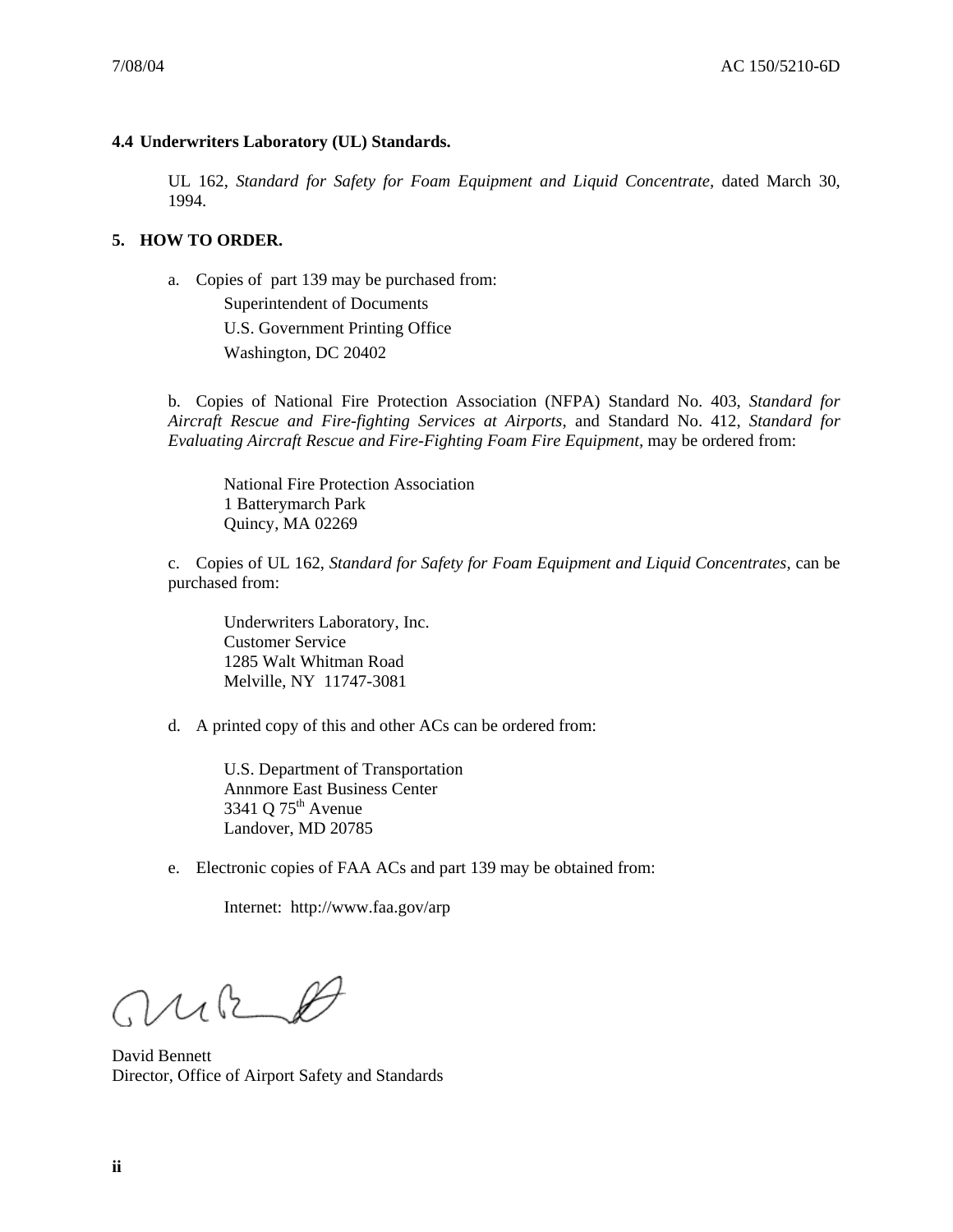### 4.4 Underwriters Laboratory (UL) Standards.

UL 162, *Standard for Safety for Foam Equipment and Liquid Concentrate*, dated March 30, 1994.

## 5. HOW TO ORDER.

a. Copies of part 139 may be purchased from:

Superintendent of Documents
U.S. Government Printing Office
Washington, DC 20402

b. Copies of National Fire Protection Association (NFPA) Standard No. 403, *Standard for Aircraft Rescue and Fire-fighting Services at Airports*, and Standard No. 412, *Standard for Evaluating Aircraft Rescue and Fire-Fighting Foam Fire Equipment,* may be ordered from:

National Fire Protection Association
1 Batterymarch Park
Quincy, MA 02269

c. Copies of UL 162, *Standard for Safety for Foam Equipment and Liquid Concentrates,* can be purchased from:

Underwriters Laboratory, Inc.
Customer Service
1285 Walt Whitman Road
Melville, NY 11747-3081

d. A printed copy of this and other ACs can be ordered from:

U.S. Department of Transportation
Annmore East Business Center
3341 Q 75th Avenue
Landover, MD 20785

e. Electronic copies of FAA ACs and part 139 may be obtained from:

Internet: http://www.faa.gov/arp

David Bennett
Director, Office of Airport Safety and Standards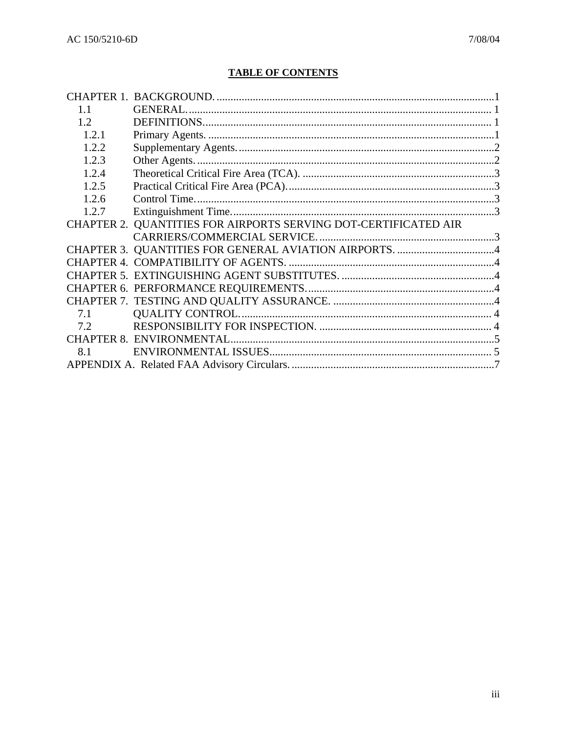## TABLE OF CONTENTS

CHAPTER 1. BACKGROUND. ....................................................................................1
- 1.1 GENERAL. ................................................................................................ 1
- 1.2 DEFINITIONS........................................................................................... 1
  - 1.2.1 Primary Agents. ........................................................................................1
  - 1.2.2 Supplementary Agents. ............................................................................2
  - 1.2.3 Other Agents. ...........................................................................................2
  - 1.2.4 Theoretical Critical Fire Area (TCA). .....................................................3
  - 1.2.5 Practical Critical Fire Area (PCA). ..........................................................3
  - 1.2.6 Control Time. ...........................................................................................3
  - 1.2.7 Extinguishment Time. ..............................................................................3

CHAPTER 2. QUANTITIES FOR AIRPORTS SERVING DOT-CERTIFICATED AIR CARRIERS/COMMERCIAL SERVICE. ...............................................................3

CHAPTER 3. QUANTITIES FOR GENERAL AVIATION AIRPORTS. ...................................4

CHAPTER 4. COMPATIBILITY OF AGENTS. ..........................................................................4

CHAPTER 5. EXTINGUISHING AGENT SUBSTITUTES. .......................................................4

CHAPTER 6. PERFORMANCE REQUIREMENTS. ..................................................................4

CHAPTER 7. TESTING AND QUALITY ASSURANCE. .........................................................4
- 7.1 QUALITY CONTROL. ........................................................................... 4
- 7.2 RESPONSIBILITY FOR INSPECTION. .............................................. 4

CHAPTER 8. ENVIRONMENTAL...............................................................................................5
- 8.1 ENVIRONMENTAL ISSUES................................................................ 5

APPENDIX A. Related FAA Advisory Circulars. .........................................................................7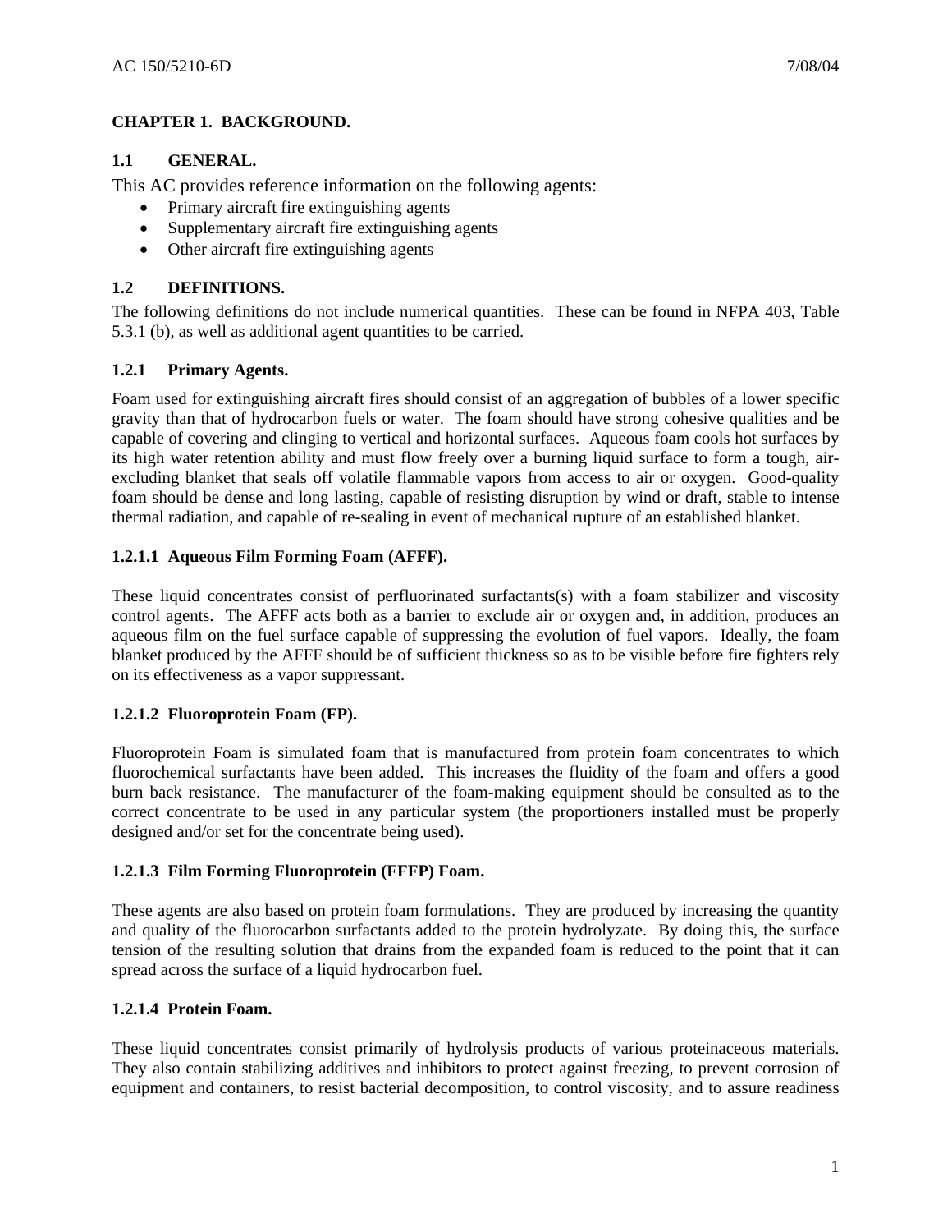# CHAPTER 1. BACKGROUND.

## 1.1 GENERAL.

This AC provides reference information on the following agents:

- Primary aircraft fire extinguishing agents
- Supplementary aircraft fire extinguishing agents
- Other aircraft fire extinguishing agents

## 1.2 DEFINITIONS.

The following definitions do not include numerical quantities. These can be found in NFPA 403, Table 5.3.1 (b), as well as additional agent quantities to be carried.

### 1.2.1 Primary Agents.

Foam used for extinguishing aircraft fires should consist of an aggregation of bubbles of a lower specific gravity than that of hydrocarbon fuels or water. The foam should have strong cohesive qualities and be capable of covering and clinging to vertical and horizontal surfaces. Aqueous foam cools hot surfaces by its high water retention ability and must flow freely over a burning liquid surface to form a tough, air-excluding blanket that seals off volatile flammable vapors from access to air or oxygen. Good-quality foam should be dense and long lasting, capable of resisting disruption by wind or draft, stable to intense thermal radiation, and capable of re-sealing in event of mechanical rupture of an established blanket.

#### 1.2.1.1 Aqueous Film Forming Foam (AFFF).

These liquid concentrates consist of perfluorinated surfactants(s) with a foam stabilizer and viscosity control agents. The AFFF acts both as a barrier to exclude air or oxygen and, in addition, produces an aqueous film on the fuel surface capable of suppressing the evolution of fuel vapors. Ideally, the foam blanket produced by the AFFF should be of sufficient thickness so as to be visible before fire fighters rely on its effectiveness as a vapor suppressant.

#### 1.2.1.2 Fluoroprotein Foam (FP).

Fluoroprotein Foam is simulated foam that is manufactured from protein foam concentrates to which fluorochemical surfactants have been added. This increases the fluidity of the foam and offers a good burn back resistance. The manufacturer of the foam-making equipment should be consulted as to the correct concentrate to be used in any particular system (the proportioners installed must be properly designed and/or set for the concentrate being used).

#### 1.2.1.3 Film Forming Fluoroprotein (FFFP) Foam.

These agents are also based on protein foam formulations. They are produced by increasing the quantity and quality of the fluorocarbon surfactants added to the protein hydrolyzate. By doing this, the surface tension of the resulting solution that drains from the expanded foam is reduced to the point that it can spread across the surface of a liquid hydrocarbon fuel.

#### 1.2.1.4 Protein Foam.

These liquid concentrates consist primarily of hydrolysis products of various proteinaceous materials. They also contain stabilizing additives and inhibitors to protect against freezing, to prevent corrosion of equipment and containers, to resist bacterial decomposition, to control viscosity, and to assure readiness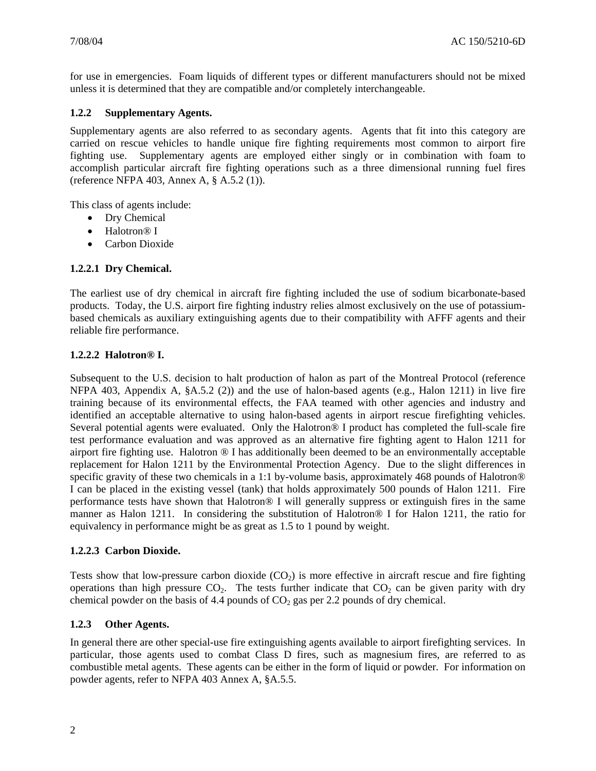for use in emergencies. Foam liquids of different types or different manufacturers should not be mixed unless it is determined that they are compatible and/or completely interchangeable.

### 1.2.2 Supplementary Agents.

Supplementary agents are also referred to as secondary agents. Agents that fit into this category are carried on rescue vehicles to handle unique fire fighting requirements most common to airport fire fighting use. Supplementary agents are employed either singly or in combination with foam to accomplish particular aircraft fire fighting operations such as a three dimensional running fuel fires (reference NFPA 403, Annex A, § A.5.2 (1)).

This class of agents include:

- Dry Chemical
- Halotron® I
- Carbon Dioxide

#### 1.2.2.1 Dry Chemical.

The earliest use of dry chemical in aircraft fire fighting included the use of sodium bicarbonate-based products. Today, the U.S. airport fire fighting industry relies almost exclusively on the use of potassium-based chemicals as auxiliary extinguishing agents due to their compatibility with AFFF agents and their reliable fire performance.

#### 1.2.2.2 Halotron® I.

Subsequent to the U.S. decision to halt production of halon as part of the Montreal Protocol (reference NFPA 403, Appendix A, §A.5.2 (2)) and the use of halon-based agents (e.g., Halon 1211) in live fire training because of its environmental effects, the FAA teamed with other agencies and industry and identified an acceptable alternative to using halon-based agents in airport rescue firefighting vehicles. Several potential agents were evaluated. Only the Halotron® I product has completed the full-scale fire test performance evaluation and was approved as an alternative fire fighting agent to Halon 1211 for airport fire fighting use. Halotron ® I has additionally been deemed to be an environmentally acceptable replacement for Halon 1211 by the Environmental Protection Agency. Due to the slight differences in specific gravity of these two chemicals in a 1:1 by-volume basis, approximately 468 pounds of Halotron® I can be placed in the existing vessel (tank) that holds approximately 500 pounds of Halon 1211. Fire performance tests have shown that Halotron® I will generally suppress or extinguish fires in the same manner as Halon 1211. In considering the substitution of Halotron® I for Halon 1211, the ratio for equivalency in performance might be as great as 1.5 to 1 pound by weight.

#### 1.2.2.3 Carbon Dioxide.

Tests show that low-pressure carbon dioxide ($CO_2$) is more effective in aircraft rescue and fire fighting operations than high pressure $CO_2$. The tests further indicate that $CO_2$ can be given parity with dry chemical powder on the basis of 4.4 pounds of $CO_2$ gas per 2.2 pounds of dry chemical.

### 1.2.3 Other Agents.

In general there are other special-use fire extinguishing agents available to airport firefighting services. In particular, those agents used to combat Class D fires, such as magnesium fires, are referred to as combustible metal agents. These agents can be either in the form of liquid or powder. For information on powder agents, refer to NFPA 403 Annex A, §A.5.5.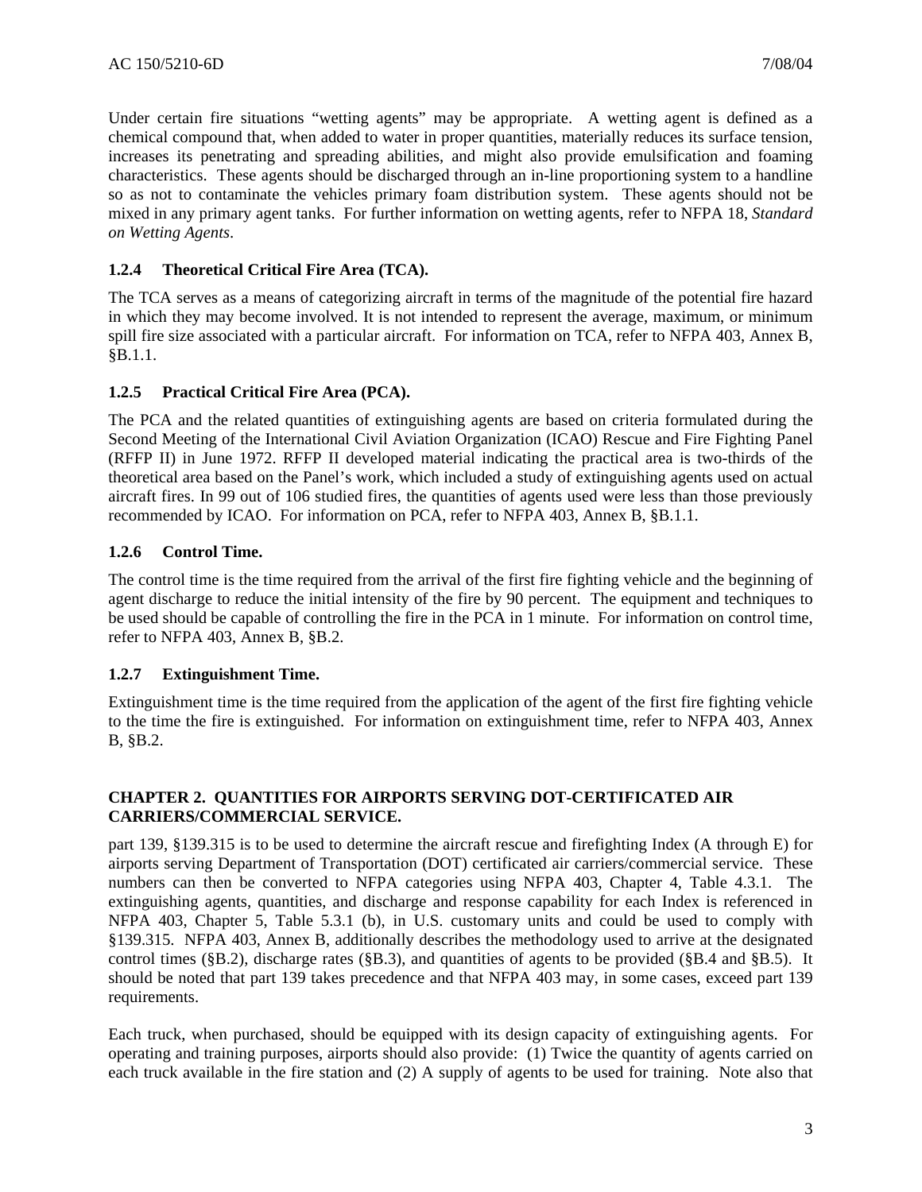Under certain fire situations "wetting agents" may be appropriate. A wetting agent is defined as a chemical compound that, when added to water in proper quantities, materially reduces its surface tension, increases its penetrating and spreading abilities, and might also provide emulsification and foaming characteristics. These agents should be discharged through an in-line proportioning system to a handline so as not to contaminate the vehicles primary foam distribution system. These agents should not be mixed in any primary agent tanks. For further information on wetting agents, refer to NFPA 18, *Standard on Wetting Agents*.

### 1.2.4 Theoretical Critical Fire Area (TCA).

The TCA serves as a means of categorizing aircraft in terms of the magnitude of the potential fire hazard in which they may become involved. It is not intended to represent the average, maximum, or minimum spill fire size associated with a particular aircraft. For information on TCA, refer to NFPA 403, Annex B, §B.1.1.

### 1.2.5 Practical Critical Fire Area (PCA).

The PCA and the related quantities of extinguishing agents are based on criteria formulated during the Second Meeting of the International Civil Aviation Organization (ICAO) Rescue and Fire Fighting Panel (RFFP II) in June 1972. RFFP II developed material indicating the practical area is two-thirds of the theoretical area based on the Panel's work, which included a study of extinguishing agents used on actual aircraft fires. In 99 out of 106 studied fires, the quantities of agents used were less than those previously recommended by ICAO. For information on PCA, refer to NFPA 403, Annex B, §B.1.1.

### 1.2.6 Control Time.

The control time is the time required from the arrival of the first fire fighting vehicle and the beginning of agent discharge to reduce the initial intensity of the fire by 90 percent. The equipment and techniques to be used should be capable of controlling the fire in the PCA in 1 minute. For information on control time, refer to NFPA 403, Annex B, §B.2.

### 1.2.7 Extinguishment Time.

Extinguishment time is the time required from the application of the agent of the first fire fighting vehicle to the time the fire is extinguished. For information on extinguishment time, refer to NFPA 403, Annex B, §B.2.

## CHAPTER 2. QUANTITIES FOR AIRPORTS SERVING DOT-CERTIFICATED AIR CARRIERS/COMMERCIAL SERVICE.

part 139, §139.315 is to be used to determine the aircraft rescue and firefighting Index (A through E) for airports serving Department of Transportation (DOT) certificated air carriers/commercial service. These numbers can then be converted to NFPA categories using NFPA 403, Chapter 4, Table 4.3.1. The extinguishing agents, quantities, and discharge and response capability for each Index is referenced in NFPA 403, Chapter 5, Table 5.3.1 (b), in U.S. customary units and could be used to comply with §139.315. NFPA 403, Annex B, additionally describes the methodology used to arrive at the designated control times (§B.2), discharge rates (§B.3), and quantities of agents to be provided (§B.4 and §B.5). It should be noted that part 139 takes precedence and that NFPA 403 may, in some cases, exceed part 139 requirements.

Each truck, when purchased, should be equipped with its design capacity of extinguishing agents. For operating and training purposes, airports should also provide: (1) Twice the quantity of agents carried on each truck available in the fire station and (2) A supply of agents to be used for training. Note also that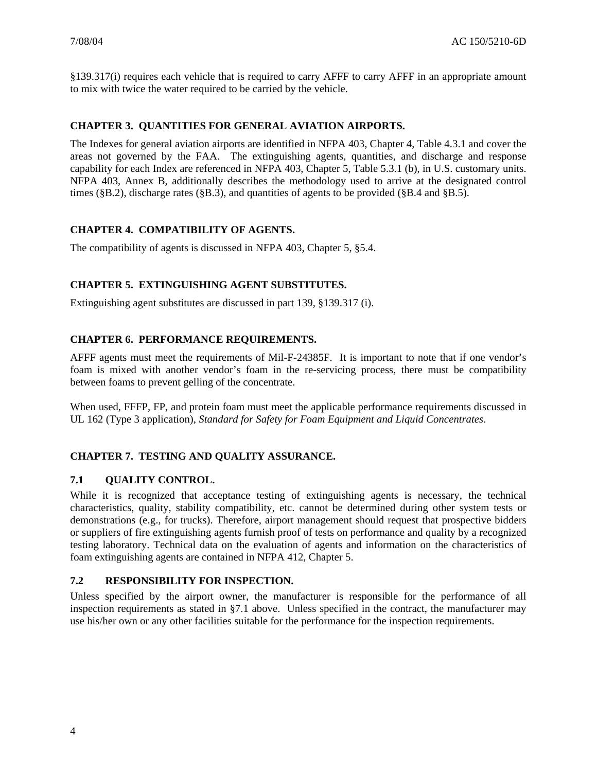§139.317(i) requires each vehicle that is required to carry AFFF to carry AFFF in an appropriate amount to mix with twice the water required to be carried by the vehicle.

## CHAPTER 3. QUANTITIES FOR GENERAL AVIATION AIRPORTS.

The Indexes for general aviation airports are identified in NFPA 403, Chapter 4, Table 4.3.1 and cover the areas not governed by the FAA. The extinguishing agents, quantities, and discharge and response capability for each Index are referenced in NFPA 403, Chapter 5, Table 5.3.1 (b), in U.S. customary units. NFPA 403, Annex B, additionally describes the methodology used to arrive at the designated control times (§B.2), discharge rates (§B.3), and quantities of agents to be provided (§B.4 and §B.5).

## CHAPTER 4. COMPATIBILITY OF AGENTS.

The compatibility of agents is discussed in NFPA 403, Chapter 5, §5.4.

## CHAPTER 5. EXTINGUISHING AGENT SUBSTITUTES.

Extinguishing agent substitutes are discussed in part 139, §139.317 (i).

## CHAPTER 6. PERFORMANCE REQUIREMENTS.

AFFF agents must meet the requirements of Mil-F-24385F. It is important to note that if one vendor's foam is mixed with another vendor's foam in the re-servicing process, there must be compatibility between foams to prevent gelling of the concentrate.

When used, FFFP, FP, and protein foam must meet the applicable performance requirements discussed in UL 162 (Type 3 application), *Standard for Safety for Foam Equipment and Liquid Concentrates*.

## CHAPTER 7. TESTING AND QUALITY ASSURANCE.

### 7.1 QUALITY CONTROL.

While it is recognized that acceptance testing of extinguishing agents is necessary, the technical characteristics, quality, stability compatibility, etc. cannot be determined during other system tests or demonstrations (e.g., for trucks). Therefore, airport management should request that prospective bidders or suppliers of fire extinguishing agents furnish proof of tests on performance and quality by a recognized testing laboratory. Technical data on the evaluation of agents and information on the characteristics of foam extinguishing agents are contained in NFPA 412, Chapter 5.

### 7.2 RESPONSIBILITY FOR INSPECTION.

Unless specified by the airport owner, the manufacturer is responsible for the performance of all inspection requirements as stated in §7.1 above. Unless specified in the contract, the manufacturer may use his/her own or any other facilities suitable for the performance for the inspection requirements.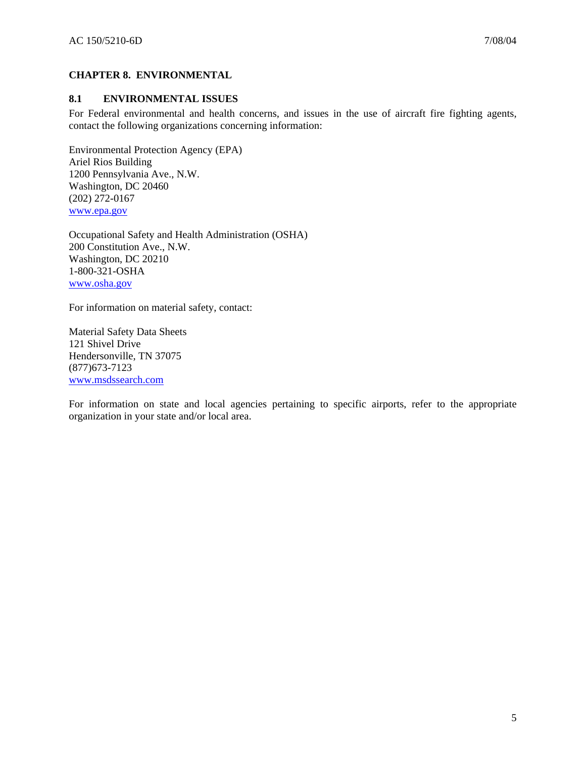# CHAPTER 8. ENVIRONMENTAL

## 8.1 ENVIRONMENTAL ISSUES

For Federal environmental and health concerns, and issues in the use of aircraft fire fighting agents, contact the following organizations concerning information:

Environmental Protection Agency (EPA)
Ariel Rios Building
1200 Pennsylvania Ave., N.W.
Washington, DC 20460
(202) 272-0167
www.epa.gov

Occupational Safety and Health Administration (OSHA)
200 Constitution Ave., N.W.
Washington, DC 20210
1-800-321-OSHA
www.osha.gov

For information on material safety, contact:

Material Safety Data Sheets
121 Shivel Drive
Hendersonville, TN 37075
(877)673-7123
www.msdssearch.com

For information on state and local agencies pertaining to specific airports, refer to the appropriate organization in your state and/or local area.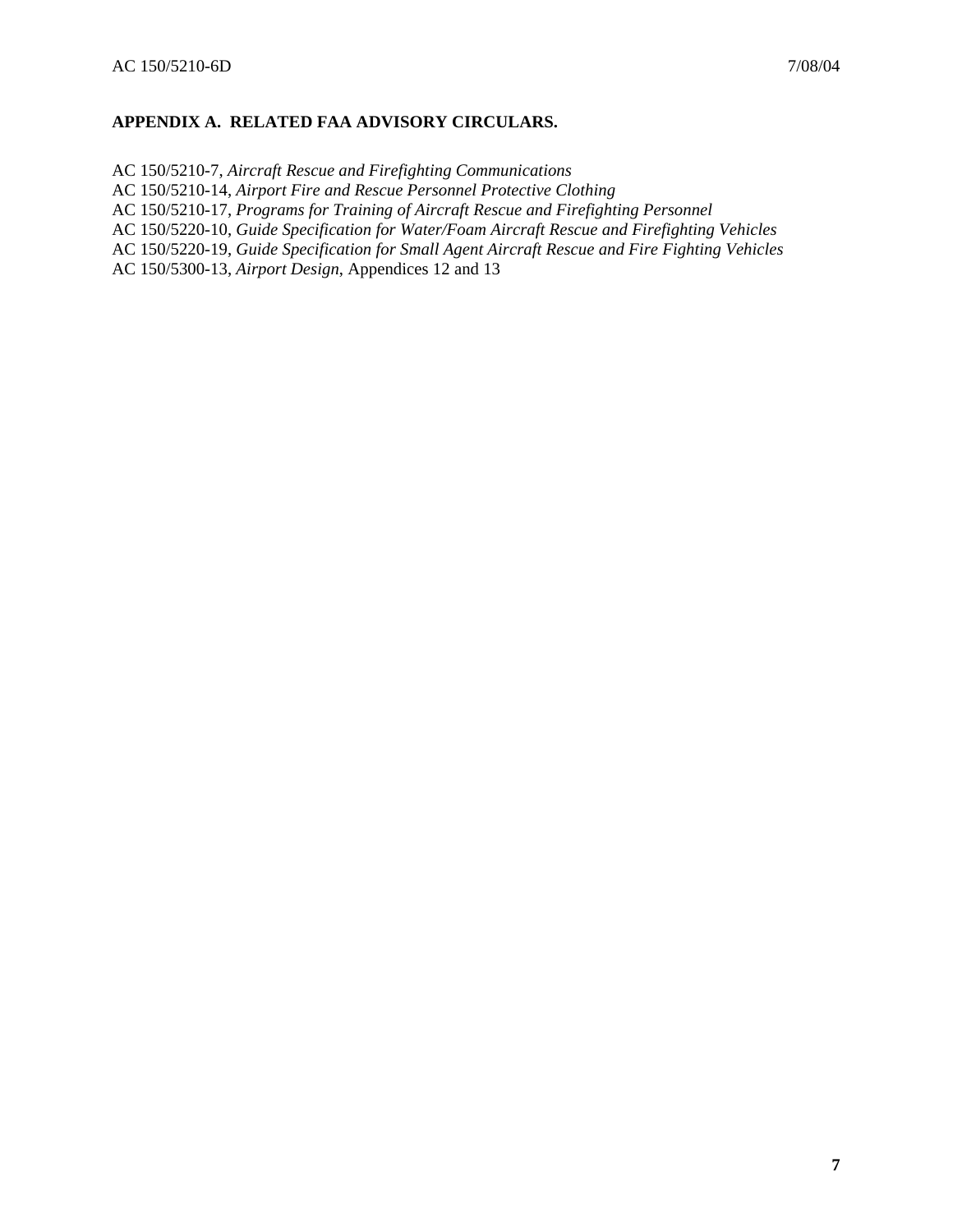## APPENDIX A. RELATED FAA ADVISORY CIRCULARS.

AC 150/5210-7, *Aircraft Rescue and Firefighting Communications*
AC 150/5210-14, *Airport Fire and Rescue Personnel Protective Clothing*
AC 150/5210-17, *Programs for Training of Aircraft Rescue and Firefighting Personnel*
AC 150/5220-10, *Guide Specification for Water/Foam Aircraft Rescue and Firefighting Vehicles*
AC 150/5220-19, *Guide Specification for Small Agent Aircraft Rescue and Fire Fighting Vehicles*
AC 150/5300-13, *Airport Design*, Appendices 12 and 13